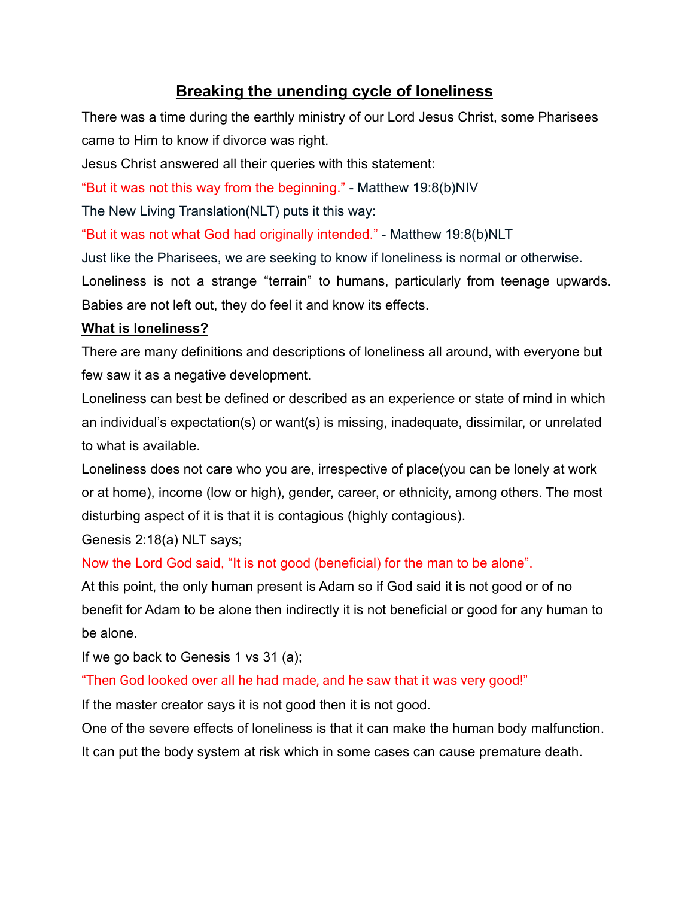# Breaking the unending cycle of loneliness

There was a time during the earthly ministry of our Lord Jesus Christ, some Pharisees came to Him to know if divorce was right.

Jesus Christ answered all their queries with this statement:

"But it was not this way from the beginning." - Matthew 19:8(b)NIV

The New Living Translation(NLT) puts it this way:

"But it was not what God had originally intended." - Matthew 19:8(b)NLT

Just like the Pharisees, we are seeking to know if loneliness is normal or otherwise.

Loneliness is not a strange "terrain" to humans, particularly from teenage upwards. Babies are not left out, they do feel it and know its effects.

## What is loneliness?

There are many definitions and descriptions of loneliness all around, with everyone but few saw it as a negative development.

Loneliness can best be defined or described as an experience or state of mind in which an individual's expectation(s) or want(s) is missing, inadequate, dissimilar, or unrelated to what is available.

Loneliness does not care who you are, irrespective of place(you can be lonely at work or at home), income (low or high), gender, career, or ethnicity, among others. The most disturbing aspect of it is that it is contagious (highly contagious).

Genesis 2:18(a) NLT says;

Now the Lord God said, "It is not good (beneficial) for the man to be alone".

At this point, the only human present is Adam so if God said it is not good or of no benefit for Adam to be alone then indirectly it is not beneficial or good for any human to be alone.

If we go back to Genesis 1 vs 31 (a);

"Then God looked over all he had made, and he saw that it was very good!"

If the master creator says it is not good then it is not good.

One of the severe effects of loneliness is that it can make the human body malfunction. It can put the body system at risk which in some cases can cause premature death.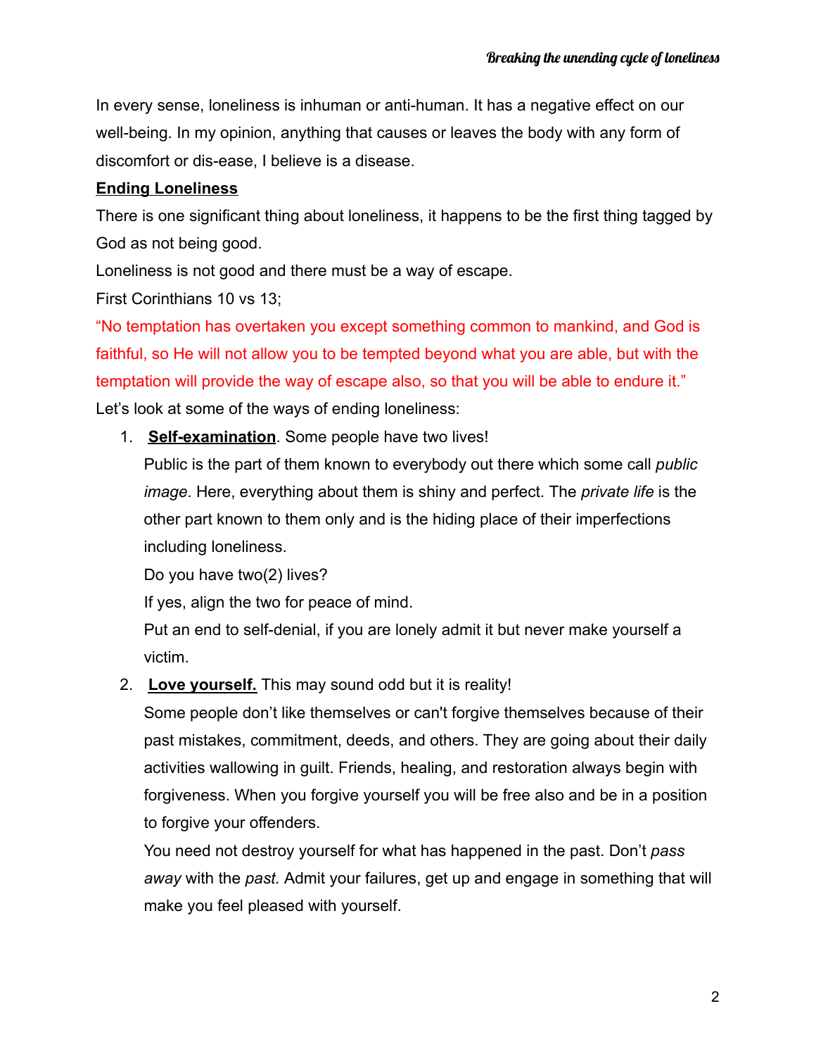In every sense, loneliness is inhuman or anti-human. It has a negative effect on our well-being. In my opinion, anything that causes or leaves the body with any form of discomfort or dis-ease, I believe is a disease.

## **Ending Loneliness**

There is one significant thing about loneliness, it happens to be the first thing tagged by God as not being good.

Loneliness is not good and there must be a way of escape.

First Corinthians 10 vs 13;

"No temptation has overtaken you except something common to mankind, and God is faithful, so He will not allow you to be tempted beyond what you are able, but with the temptation will provide the way of escape also, so that you will be able to endure it."

Let's look at some of the ways of ending loneliness:

1. **Self-examination**. Some people have two lives!

   Public is the part of them known to everybody out there which some call *public image*. Here, everything about them is shiny and perfect. The *private life* is the other part known to them only and is the hiding place of their imperfections including loneliness.

   Do you have two(2) lives?

   If yes, align the two for peace of mind.

   Put an end to self-denial, if you are lonely admit it but never make yourself a victim.

2. **Love yourself.** This may sound odd but it is reality!

   Some people don't like themselves or can't forgive themselves because of their past mistakes, commitment, deeds, and others. They are going about their daily activities wallowing in guilt. Friends, healing, and restoration always begin with forgiveness. When you forgive yourself you will be free also and be in a position to forgive your offenders.

   You need not destroy yourself for what has happened in the past. Don't *pass away* with the *past.* Admit your failures, get up and engage in something that will make you feel pleased with yourself.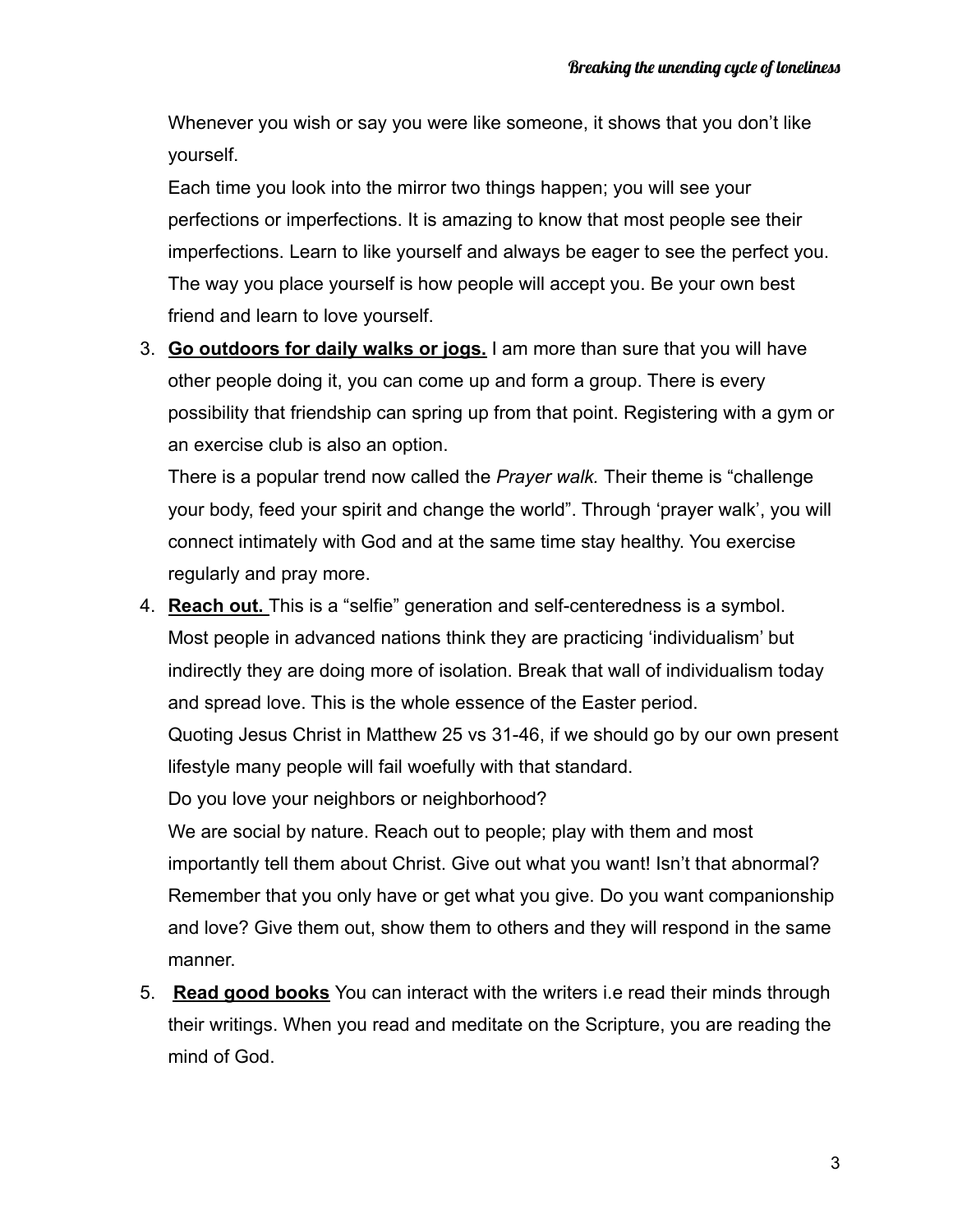Whenever you wish or say you were like someone, it shows that you don't like yourself.

Each time you look into the mirror two things happen; you will see your perfections or imperfections. It is amazing to know that most people see their imperfections. Learn to like yourself and always be eager to see the perfect you. The way you place yourself is how people will accept you. Be your own best friend and learn to love yourself.

3. **Go outdoors for daily walks or jogs.** I am more than sure that you will have other people doing it, you can come up and form a group. There is every possibility that friendship can spring up from that point. Registering with a gym or an exercise club is also an option.

   There is a popular trend now called the *Prayer walk.* Their theme is "challenge your body, feed your spirit and change the world". Through 'prayer walk', you will connect intimately with God and at the same time stay healthy. You exercise regularly and pray more.

4. **Reach out.** This is a "selfie" generation and self-centeredness is a symbol. Most people in advanced nations think they are practicing 'individualism' but indirectly they are doing more of isolation. Break that wall of individualism today and spread love. This is the whole essence of the Easter period.

   Quoting Jesus Christ in Matthew 25 vs 31-46, if we should go by our own present lifestyle many people will fail woefully with that standard.

   Do you love your neighbors or neighborhood?

   We are social by nature. Reach out to people; play with them and most importantly tell them about Christ. Give out what you want! Isn't that abnormal? Remember that you only have or get what you give. Do you want companionship and love? Give them out, show them to others and they will respond in the same manner.

5. **Read good books** You can interact with the writers i.e read their minds through their writings. When you read and meditate on the Scripture, you are reading the mind of God.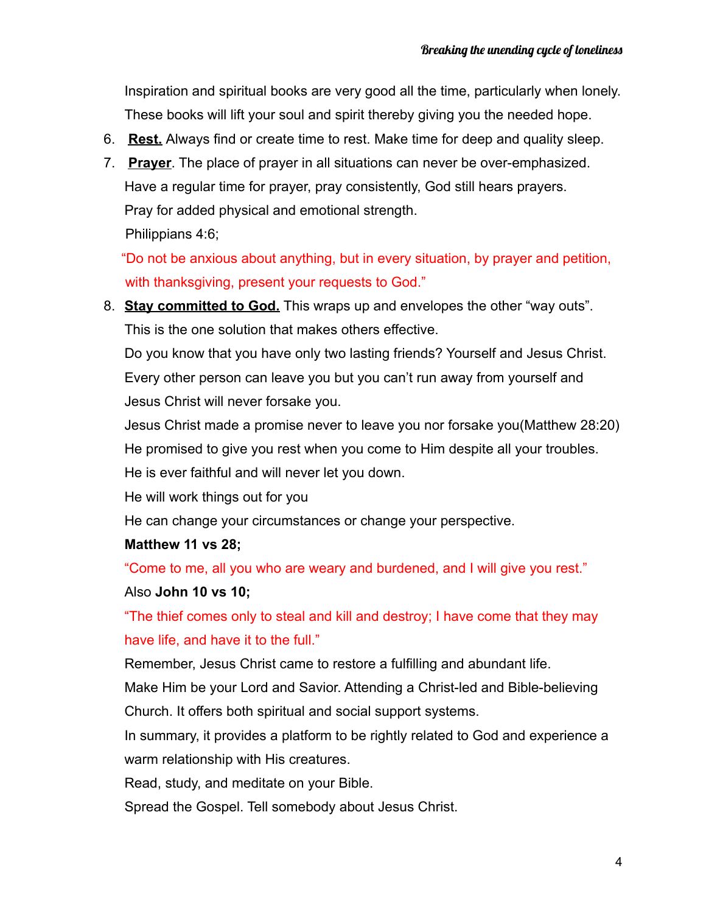Inspiration and spiritual books are very good all the time, particularly when lonely. These books will lift your soul and spirit thereby giving you the needed hope.

6. **Rest.** Always find or create time to rest. Make time for deep and quality sleep.
7. **Prayer**. The place of prayer in all situations can never be over-emphasized.
   Have a regular time for prayer, pray consistently, God still hears prayers.
   Pray for added physical and emotional strength.
   Philippians 4:6;
   "Do not be anxious about anything, but in every situation, by prayer and petition, with thanksgiving, present your requests to God."
8. **Stay committed to God.** This wraps up and envelopes the other "way outs".
   This is the one solution that makes others effective.
   Do you know that you have only two lasting friends? Yourself and Jesus Christ.
   Every other person can leave you but you can't run away from yourself and Jesus Christ will never forsake you.
   Jesus Christ made a promise never to leave you nor forsake you(Matthew 28:20)
   He promised to give you rest when you come to Him despite all your troubles.
   He is ever faithful and will never let you down.
   He will work things out for you
   He can change your circumstances or change your perspective.
   **Matthew 11 vs 28;**
   "Come to me, all you who are weary and burdened, and I will give you rest."
   Also **John 10 vs 10;**
   "The thief comes only to steal and kill and destroy; I have come that they may have life, and have it to the full."
   Remember, Jesus Christ came to restore a fulfilling and abundant life.
   Make Him be your Lord and Savior. Attending a Christ-led and Bible-believing Church. It offers both spiritual and social support systems.
   In summary, it provides a platform to be rightly related to God and experience a warm relationship with His creatures.
   Read, study, and meditate on your Bible.
   Spread the Gospel. Tell somebody about Jesus Christ.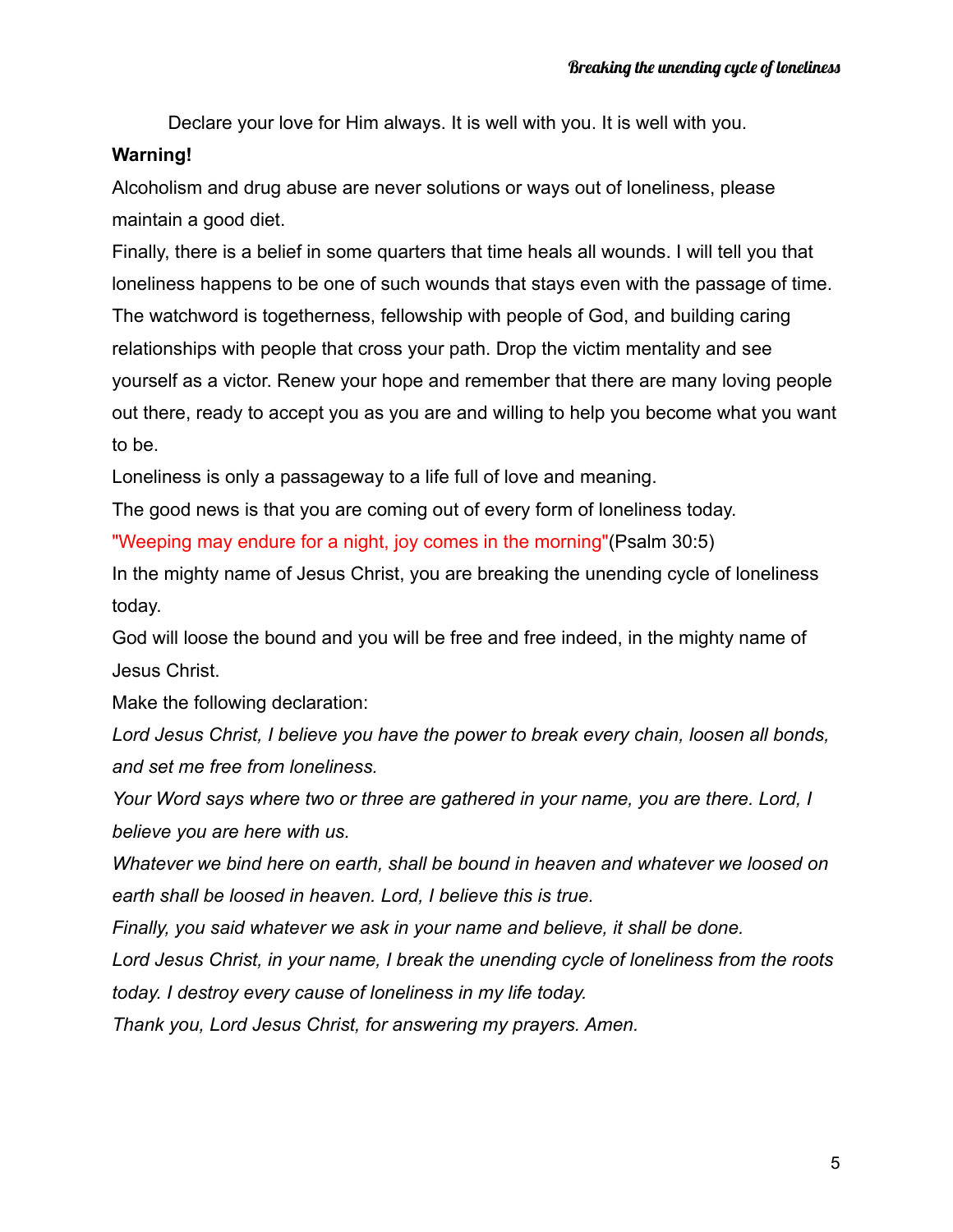Declare your love for Him always. It is well with you. It is well with you.

**Warning!**

Alcoholism and drug abuse are never solutions or ways out of loneliness, please maintain a good diet.

Finally, there is a belief in some quarters that time heals all wounds. I will tell you that loneliness happens to be one of such wounds that stays even with the passage of time. The watchword is togetherness, fellowship with people of God, and building caring relationships with people that cross your path. Drop the victim mentality and see yourself as a victor. Renew your hope and remember that there are many loving people out there, ready to accept you as you are and willing to help you become what you want to be.

Loneliness is only a passageway to a life full of love and meaning.

The good news is that you are coming out of every form of loneliness today.

"Weeping may endure for a night, joy comes in the morning"(Psalm 30:5)

In the mighty name of Jesus Christ, you are breaking the unending cycle of loneliness today.

God will loose the bound and you will be free and free indeed, in the mighty name of Jesus Christ.

Make the following declaration:

*Lord Jesus Christ, I believe you have the power to break every chain, loosen all bonds, and set me free from loneliness.*

*Your Word says where two or three are gathered in your name, you are there. Lord, I believe you are here with us.*

*Whatever we bind here on earth, shall be bound in heaven and whatever we loosed on earth shall be loosed in heaven. Lord, I believe this is true.*

*Finally, you said whatever we ask in your name and believe, it shall be done.*

*Lord Jesus Christ, in your name, I break the unending cycle of loneliness from the roots today. I destroy every cause of loneliness in my life today.*

*Thank you, Lord Jesus Christ, for answering my prayers. Amen.*